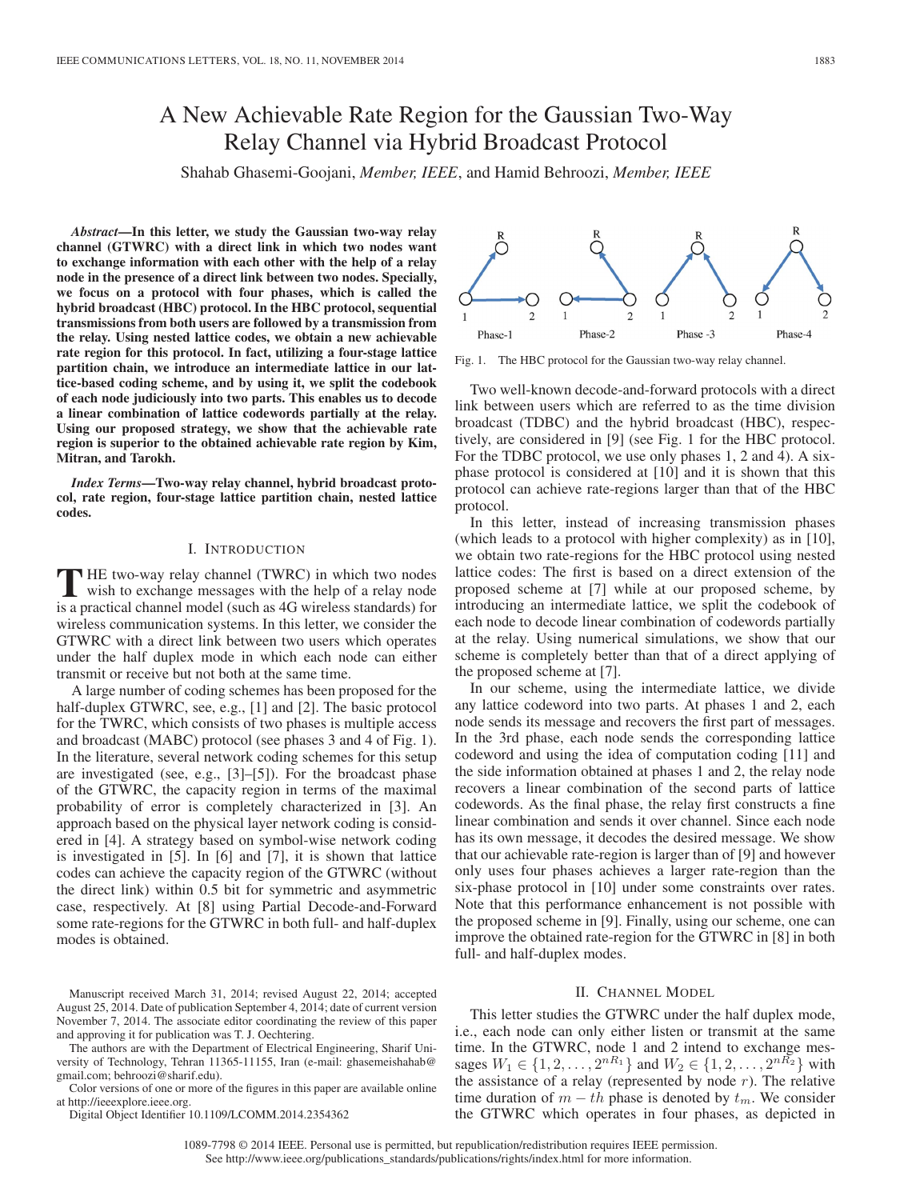# A New Achievable Rate Region for the Gaussian Two-Way Relay Channel via Hybrid Broadcast Protocol

Shahab Ghasemi-Goojani, *Member, IEEE*, and Hamid Behroozi, *Member, IEEE*

***Abstract*—In this letter, we study the Gaussian two-way relay channel (GTWRC) with a direct link in which two nodes want to exchange information with each other with the help of a relay node in the presence of a direct link between two nodes. Specially, we focus on a protocol with four phases, which is called the hybrid broadcast (HBC) protocol. In the HBC protocol, sequential transmissions from both users are followed by a transmission from the relay. Using nested lattice codes, we obtain a new achievable rate region for this protocol. In fact, utilizing a four-stage lattice partition chain, we introduce an intermediate lattice in our lattice-based coding scheme, and by using it, we split the codebook of each node judiciously into two parts. This enables us to decode a linear combination of lattice codewords partially at the relay. Using our proposed strategy, we show that the achievable rate region is superior to the obtained achievable rate region by Kim, Mitran, and Tarokh.**

***Index Terms*—Two-way relay channel, hybrid broadcast protocol, rate region, four-stage lattice partition chain, nested lattice codes.**

## I. Introduction

The two-way relay channel (TWRC) in which two nodes wish to exchange messages with the help of a relay node is a practical channel model (such as 4G wireless standards) for wireless communication systems. In this letter, we consider the GTWRC with a direct link between two users which operates under the half duplex mode in which each node can either transmit or receive but not both at the same time.

A large number of coding schemes has been proposed for the half-duplex GTWRC, see, e.g., [1] and [2]. The basic protocol for the TWRC, which consists of two phases is multiple access and broadcast (MABC) protocol (see phases 3 and 4 of Fig. 1). In the literature, several network coding schemes for this setup are investigated (see, e.g., [3]–[5]). For the broadcast phase of the GTWRC, the capacity region in terms of the maximal probability of error is completely characterized in [3]. An approach based on the physical layer network coding is considered in [4]. A strategy based on symbol-wise network coding is investigated in [5]. In [6] and [7], it is shown that lattice codes can achieve the capacity region of the GTWRC (without the direct link) within 0.5 bit for symmetric and asymmetric case, respectively. At [8] using Partial Decode-and-Forward some rate-regions for the GTWRC in both full- and half-duplex modes is obtained.

Fig. 1. The HBC protocol for the Gaussian two-way relay channel.

Two well-known decode-and-forward protocols with a direct link between users which are referred to as the time division broadcast (TDBC) and the hybrid broadcast (HBC), respectively, are considered in [9] (see Fig. 1 for the HBC protocol. For the TDBC protocol, we use only phases 1, 2 and 4). A six-phase protocol is considered at [10] and it is shown that this protocol can achieve rate-regions larger than that of the HBC protocol.

In this letter, instead of increasing transmission phases (which leads to a protocol with higher complexity) as in [10], we obtain two rate-regions for the HBC protocol using nested lattice codes: The first is based on a direct extension of the proposed scheme at [7] while at our proposed scheme, by introducing an intermediate lattice, we split the codebook of each node to decode linear combination of codewords partially at the relay. Using numerical simulations, we show that our scheme is completely better than that of a direct applying of the proposed scheme at [7].

In our scheme, using the intermediate lattice, we divide any lattice codeword into two parts. At phases 1 and 2, each node sends its message and recovers the first part of messages. In the 3rd phase, each node sends the corresponding lattice codeword and using the idea of computation coding [11] and the side information obtained at phases 1 and 2, the relay node recovers a linear combination of the second parts of lattice codewords. As the final phase, the relay first constructs a fine linear combination and sends it over channel. Since each node has its own message, it decodes the desired message. We show that our achievable rate-region is larger than of [9] and however only uses four phases achieves a larger rate-region than the six-phase protocol in [10] under some constraints over rates. Note that this performance enhancement is not possible with the proposed scheme in [9]. Finally, using our scheme, one can improve the obtained rate-region for the GTWRC in [8] in both full- and half-duplex modes.

## II. Channel Model

This letter studies the GTWRC under the half duplex mode, i.e., each node can only either listen or transmit at the same time. In the GTWRC, node 1 and 2 intend to exchange messages $W_1 \in \{1, 2, \ldots, 2^{nR_1}\}$ and $W_2 \in \{1, 2, \ldots, 2^{nR_2}\}$ with the assistance of a relay (represented by node $r$). The relative time duration of $m-th$ phase is denoted by $t_m$. We consider the GTWRC which operates in four phases, as depicted in

Manuscript received March 31, 2014; revised August 22, 2014; accepted August 25, 2014. Date of publication September 4, 2014; date of current version November 7, 2014. The associate editor coordinating the review of this paper and approving it for publication was T. J. Oechtering.

The authors are with the Department of Electrical Engineering, Sharif University of Technology, Tehran 11365-11155, Iran (e-mail: ghasemeishahab@gmail.com; behroozi@sharif.edu).

Color versions of one or more of the figures in this paper are available online at http://ieeexplore.ieee.org.

Digital Object Identifier 10.1109/LCOMM.2014.2354362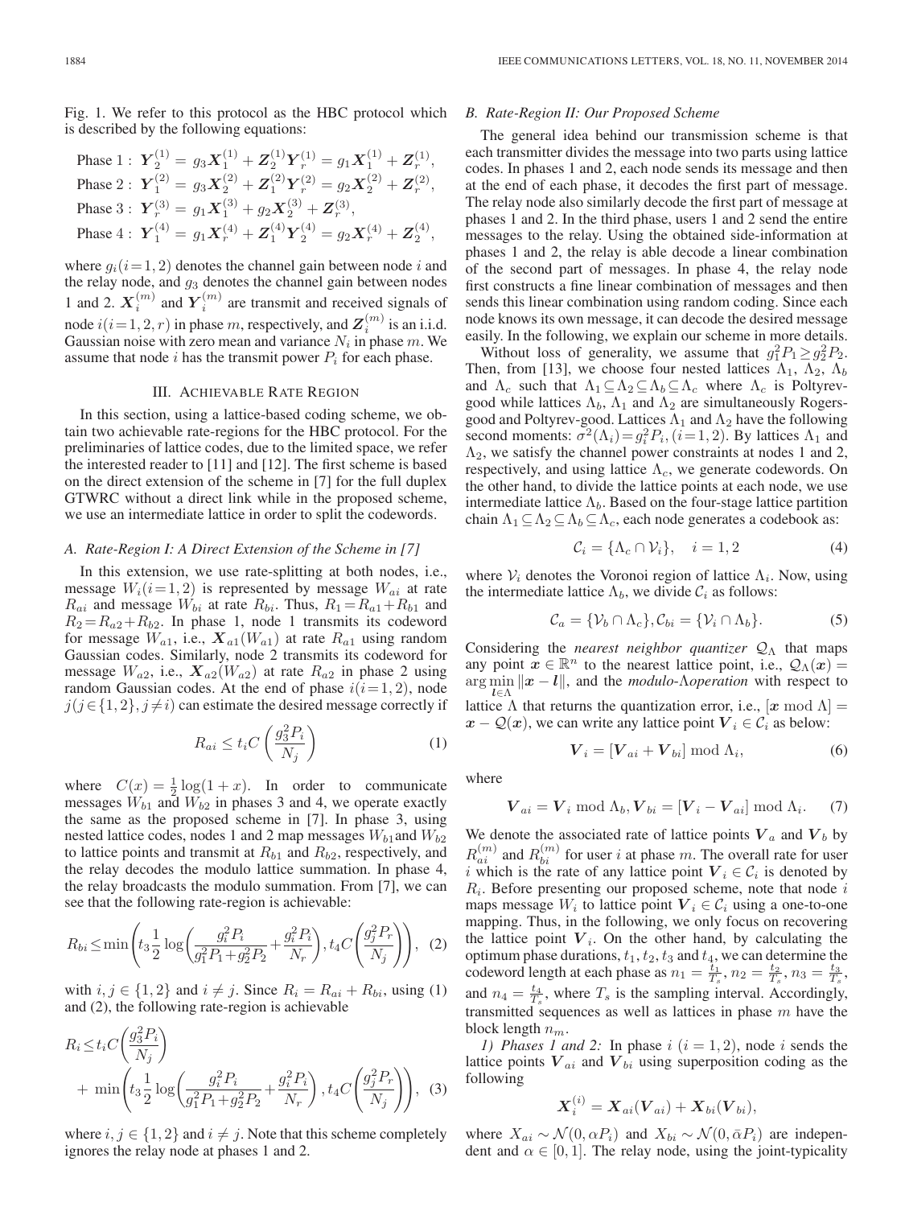Fig. 1. We refer to this protocol as the HBC protocol which is described by the following equations:

$$
\begin{aligned}
&\text{Phase 1}: \boldsymbol{Y}_2^{(1)} = g_3\boldsymbol{X}_1^{(1)} + \boldsymbol{Z}_2^{(1)}\boldsymbol{Y}_r^{(1)} = g_1\boldsymbol{X}_1^{(1)} + \boldsymbol{Z}_r^{(1)},\\
&\text{Phase 2}: \boldsymbol{Y}_1^{(2)} = g_3\boldsymbol{X}_2^{(2)} + \boldsymbol{Z}_1^{(2)}\boldsymbol{Y}_r^{(2)} = g_2\boldsymbol{X}_2^{(2)} + \boldsymbol{Z}_r^{(2)},\\
&\text{Phase 3}: \boldsymbol{Y}_r^{(3)} = g_1\boldsymbol{X}_1^{(3)} + g_2\boldsymbol{X}_2^{(3)} + \boldsymbol{Z}_r^{(3)},\\
&\text{Phase 4}: \boldsymbol{Y}_1^{(4)} = g_1\boldsymbol{X}_r^{(4)} + \boldsymbol{Z}_1^{(4)}\boldsymbol{Y}_2^{(4)} = g_2\boldsymbol{X}_r^{(4)} + \boldsymbol{Z}_2^{(4)},
\end{aligned}
$$

where $g_i (i=1,2)$ denotes the channel gain between node $i$ and the relay node, and $g_3$ denotes the channel gain between nodes 1 and 2. $\boldsymbol{X}_i^{(m)}$ and $\boldsymbol{Y}_i^{(m)}$ are transmit and received signals of node $i (i=1,2,r)$ in phase $m$, respectively, and $\boldsymbol{Z}_i^{(m)}$ is an i.i.d. Gaussian noise with zero mean and variance $N_i$ in phase $m$. We assume that node $i$ has the transmit power $P_i$ for each phase.

## III. Achievable Rate Region

In this section, using a lattice-based coding scheme, we obtain two achievable rate-regions for the HBC protocol. For the preliminaries of lattice codes, due to the limited space, we refer the interested reader to [11] and [12]. The first scheme is based on the direct extension of the scheme in [7] for the full duplex GTWRC without a direct link while in the proposed scheme, we use an intermediate lattice in order to split the codewords.

### A. Rate-Region I: A Direct Extension of the Scheme in [7]

In this extension, we use rate-splitting at both nodes, i.e., message $W_i (i=1,2)$ is represented by message $W_{ai}$ at rate $R_{ai}$ and message $W_{bi}$ at rate $R_{bi}$. Thus, $R_1 = R_{a1} + R_{b1}$ and $R_2 = R_{a2} + R_{b2}$. In phase 1, node 1 transmits its codeword for message $W_{a1}$, i.e., $\boldsymbol{X}_{a1}(W_{a1})$ at rate $R_{a1}$ using random Gaussian codes. Similarly, node 2 transmits its codeword for message $W_{a2}$, i.e., $\boldsymbol{X}_{a2}(W_{a2})$ at rate $R_{a2}$ in phase 2 using random Gaussian codes. At the end of phase $i (i=1,2)$, node $j (j\in\{1,2\}, j\neq i)$ can estimate the desired message correctly if

$$
R_{ai} \leq t_i C\left(\frac{g_3^2 P_i}{N_j}\right) \tag{1}
$$

where $C(x) = \frac{1}{2}\log(1+x)$. In order to communicate messages $W_{b1}$ and $W_{b2}$ in phases 3 and 4, we operate exactly the same as the proposed scheme in [7]. In phase 3, using nested lattice codes, nodes 1 and 2 map messages $W_{b1}$ and $W_{b2}$ to lattice points and transmit at $R_{b1}$ and $R_{b2}$, respectively, and the relay decodes the modulo lattice summation. In phase 4, the relay broadcasts the modulo summation. From [7], we can see that the following rate-region is achievable:

$$
R_{bi} \leq \min\left(t_3\frac{1}{2}\log\left(\frac{g_i^2 P_i}{g_1^2 P_1 + g_2^2 P_2} + \frac{g_i^2 P_i}{N_r}\right), t_4 C\left(\frac{g_j^2 P_r}{N_j}\right)\right), \tag{2}
$$

with $i, j \in \{1,2\}$ and $i \neq j$. Since $R_i = R_{ai} + R_{bi}$, using (1) and (2), the following rate-region is achievable

$$
\begin{aligned}
R_i \leq\; & t_i C\left(\frac{g_3^2 P_i}{N_j}\right)\\
&+ \min\left(t_3\frac{1}{2}\log\left(\frac{g_i^2 P_i}{g_1^2 P_1 + g_2^2 P_2} + \frac{g_i^2 P_i}{N_r}\right), t_4 C\left(\frac{g_j^2 P_r}{N_j}\right)\right),
\end{aligned} \tag{3}
$$

where $i, j \in \{1,2\}$ and $i \neq j$. Note that this scheme completely ignores the relay node at phases 1 and 2.

### B. Rate-Region II: Our Proposed Scheme

The general idea behind our transmission scheme is that each transmitter divides the message into two parts using lattice codes. In phases 1 and 2, each node sends its message and then at the end of each phase, it decodes the first part of message. The relay node also similarly decode the first part of message at phases 1 and 2. In the third phase, users 1 and 2 send the entire messages to the relay. Using the obtained side-information at phases 1 and 2, the relay is able decode a linear combination of the second part of messages. In phase 4, the relay node first constructs a fine linear combination of messages and then sends this linear combination using random coding. Since each node knows its own message, it can decode the desired message easily. In the following, we explain our scheme in more details.

Without loss of generality, we assume that $g_1^2 P_1 \geq g_2^2 P_2$. Then, from [13], we choose four nested lattices $\Lambda_1$, $\Lambda_2$, $\Lambda_b$ and $\Lambda_c$ such that $\Lambda_1 \subseteq \Lambda_2 \subseteq \Lambda_b \subseteq \Lambda_c$ where $\Lambda_c$ is Poltyrev-good while lattices $\Lambda_b$, $\Lambda_1$ and $\Lambda_2$ are simultaneously Rogers-good and Poltyrev-good. Lattices $\Lambda_1$ and $\Lambda_2$ have the following second moments: $\sigma^2(\Lambda_i) = g_i^2 P_i, (i=1,2)$. By lattices $\Lambda_1$ and $\Lambda_2$, we satisfy the channel power constraints at nodes 1 and 2, respectively, and using lattice $\Lambda_c$, we generate codewords. On the other hand, to divide the lattice points at each node, we use intermediate lattice $\Lambda_b$. Based on the four-stage lattice partition chain $\Lambda_1 \subseteq \Lambda_2 \subseteq \Lambda_b \subseteq \Lambda_c$, each node generates a codebook as:

$$
\mathcal{C}_i = \{\Lambda_c \cap \mathcal{V}_i\}, \quad i = 1,2 \tag{4}
$$

where $\mathcal{V}_i$ denotes the Voronoi region of lattice $\Lambda_i$. Now, using the intermediate lattice $\Lambda_b$, we divide $\mathcal{C}_i$ as follows:

$$
\mathcal{C}_a = \{\mathcal{V}_b \cap \Lambda_c\}, \mathcal{C}_{bi} = \{\mathcal{V}_i \cap \Lambda_b\}. \tag{5}
$$

Considering the *nearest neighbor quantizer* $\mathcal{Q}_\Lambda$ that maps any point $\boldsymbol{x} \in \mathbb{R}^n$ to the nearest lattice point, i.e., $\mathcal{Q}_\Lambda(\boldsymbol{x}) = \arg\min_{\boldsymbol{l}\in\Lambda} \|\boldsymbol{x} - \boldsymbol{l}\|$, and the *modulo-*$\Lambda$*operation* with respect to lattice $\Lambda$ that returns the quantization error, i.e., $[\boldsymbol{x} \bmod \Lambda] = \boldsymbol{x} - \mathcal{Q}(\boldsymbol{x})$, we can write any lattice point $\boldsymbol{V}_i \in \mathcal{C}_i$ as below:

$$
\boldsymbol{V}_i = [\boldsymbol{V}_{ai} + \boldsymbol{V}_{bi}] \bmod \Lambda_i, \tag{6}
$$

where

$$
\boldsymbol{V}_{ai} = \boldsymbol{V}_i \bmod \Lambda_b, \boldsymbol{V}_{bi} = [\boldsymbol{V}_i - \boldsymbol{V}_{ai}] \bmod \Lambda_i. \tag{7}
$$

We denote the associated rate of lattice points $\boldsymbol{V}_a$ and $\boldsymbol{V}_b$ by $R_{ai}^{(m)}$ and $R_{bi}^{(m)}$ for user $i$ at phase $m$. The overall rate for user $i$ which is the rate of any lattice point $\boldsymbol{V}_i \in \mathcal{C}_i$ is denoted by $R_i$. Before presenting our proposed scheme, note that node $i$ maps message $W_i$ to lattice point $\boldsymbol{V}_i \in \mathcal{C}_i$ using a one-to-one mapping. Thus, in the following, we only focus on recovering the lattice point $\boldsymbol{V}_i$. On the other hand, by calculating the optimum phase durations, $t_1, t_2, t_3$ and $t_4$, we can determine the codeword length at each phase as $n_1 = \frac{t_1}{T_s}$, $n_2 = \frac{t_2}{T_s}$, $n_3 = \frac{t_3}{T_s}$, and $n_4 = \frac{t_4}{T_s}$, where $T_s$ is the sampling interval. Accordingly, transmitted sequences as well as lattices in phase $m$ have the block length $n_m$.

*1) Phases 1 and 2:* In phase $i$ $(i=1,2)$, node $i$ sends the lattice points $\boldsymbol{V}_{ai}$ and $\boldsymbol{V}_{bi}$ using superposition coding as the following

$$
\boldsymbol{X}_i^{(i)} = \boldsymbol{X}_{ai}(\boldsymbol{V}_{ai}) + \boldsymbol{X}_{bi}(\boldsymbol{V}_{bi}),
$$

where $X_{ai} \sim \mathcal{N}(0, \alpha P_i)$ and $X_{bi} \sim \mathcal{N}(0, \bar{\alpha} P_i)$ are independent and $\alpha \in [0,1]$. The relay node, using the joint-typicality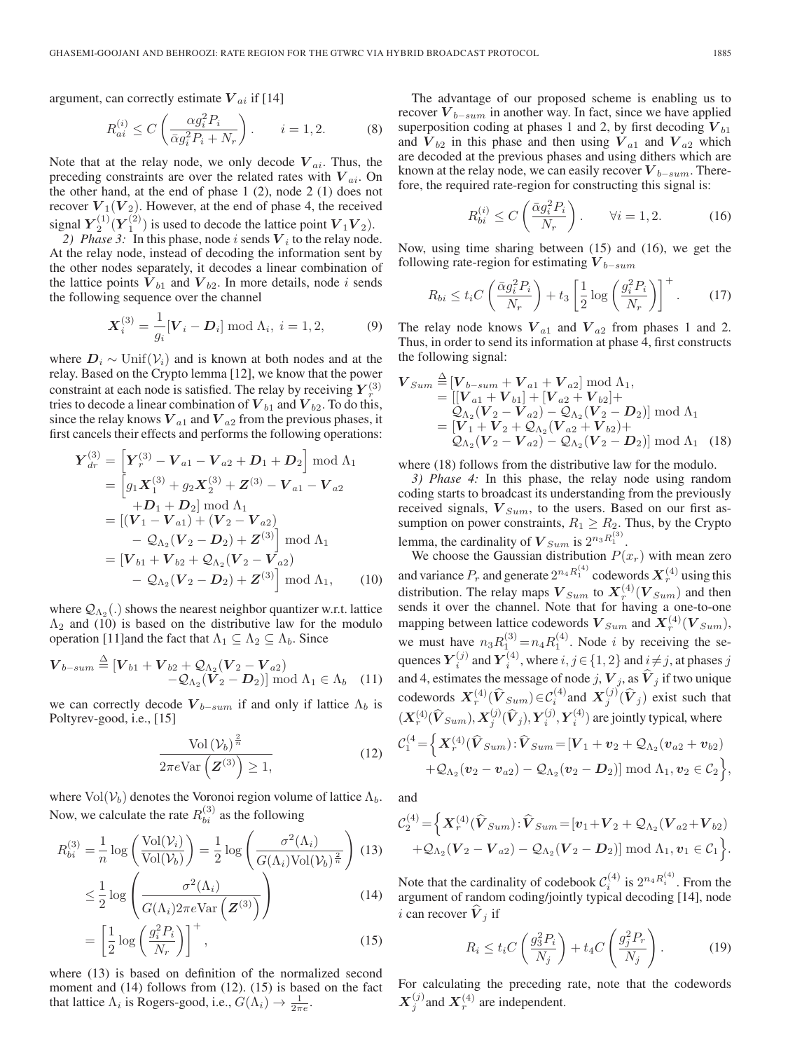argument, can correctly estimate $\boldsymbol{V}_{ai}$ if [14]

$$R_{ai}^{(i)} \leq C\left(\frac{\alpha g_i^2 P_i}{\bar{\alpha} g_i^2 P_i + N_r}\right). \qquad i = 1, 2. \tag{8}$$

Note that at the relay node, we only decode $\boldsymbol{V}_{ai}$. Thus, the preceding constraints are over the related rates with $\boldsymbol{V}_{ai}$. On the other hand, at the end of phase 1 (2), node 2 (1) does not recover $\boldsymbol{V}_1(\boldsymbol{V}_2)$. However, at the end of phase 4, the received signal $\boldsymbol{Y}_2^{(1)}(\boldsymbol{Y}_1^{(2)})$ is used to decode the lattice point $\boldsymbol{V}_1\boldsymbol{V}_2)$.

*2) Phase 3:* In this phase, node $i$ sends $\boldsymbol{V}_i$ to the relay node. At the relay node, instead of decoding the information sent by the other nodes separately, it decodes a linear combination of the lattice points $\boldsymbol{V}_{b1}$ and $\boldsymbol{V}_{b2}$. In more details, node $i$ sends the following sequence over the channel

$$\boldsymbol{X}_i^{(3)} = \frac{1}{g_i}[\boldsymbol{V}_i - \boldsymbol{D}_i] \bmod \Lambda_i, \ i = 1, 2, \tag{9}$$

where $\boldsymbol{D}_i \sim \text{Unif}(\mathcal{V}_i)$ and is known at both nodes and at the relay. Based on the Crypto lemma [12], we know that the power constraint at each node is satisfied. The relay by receiving $\boldsymbol{Y}_r^{(3)}$ tries to decode a linear combination of $\boldsymbol{V}_{b1}$ and $\boldsymbol{V}_{b2}$. To do this, since the relay knows $\boldsymbol{V}_{a1}$ and $\boldsymbol{V}_{a2}$ from the previous phases, it first cancels their effects and performs the following operations:

$$\begin{aligned}
\boldsymbol{Y}_{dr}^{(3)} &= \left[\boldsymbol{Y}_r^{(3)} - \boldsymbol{V}_{a1} - \boldsymbol{V}_{a2} + \boldsymbol{D}_1 + \boldsymbol{D}_2\right] \bmod \Lambda_1 \\
&= \Big[g_1\boldsymbol{X}_1^{(3)} + g_2\boldsymbol{X}_2^{(3)} + \boldsymbol{Z}^{(3)} - \boldsymbol{V}_{a1} - \boldsymbol{V}_{a2} \\
&\quad + \boldsymbol{D}_1 + \boldsymbol{D}_2\Big] \bmod \Lambda_1 \\
&= \Big[(\boldsymbol{V}_1 - \boldsymbol{V}_{a1}) + (\boldsymbol{V}_2 - \boldsymbol{V}_{a2}) \\
&\quad - \mathcal{Q}_{\Lambda_2}(\boldsymbol{V}_2 - \boldsymbol{D}_2) + \boldsymbol{Z}^{(3)}\Big] \bmod \Lambda_1 \\
&= \Big[\boldsymbol{V}_{b1} + \boldsymbol{V}_{b2} + \mathcal{Q}_{\Lambda_2}(\boldsymbol{V}_2 - \boldsymbol{V}_{a2}) \\
&\quad - \mathcal{Q}_{\Lambda_2}(\boldsymbol{V}_2 - \boldsymbol{D}_2) + \boldsymbol{Z}^{(3)}\Big] \bmod \Lambda_1,
\end{aligned} \tag{10}$$

where $\mathcal{Q}_{\Lambda_2}(.)$ shows the nearest neighbor quantizer w.r.t. lattice $\Lambda_2$ and (10) is based on the distributive law for the modulo operation [11]and the fact that $\Lambda_1 \subseteq \Lambda_2 \subseteq \Lambda_b$. Since

$$\begin{aligned}
\boldsymbol{V}_{b-sum} \triangleq [&\boldsymbol{V}_{b1} + \boldsymbol{V}_{b2} + \mathcal{Q}_{\Lambda_2}(\boldsymbol{V}_2 - \boldsymbol{V}_{a2}) \\
&- \mathcal{Q}_{\Lambda_2}(\boldsymbol{V}_2 - \boldsymbol{D}_2)] \bmod \Lambda_1 \in \Lambda_b
\end{aligned} \tag{11}$$

we can correctly decode $\boldsymbol{V}_{b-sum}$ if and only if lattice $\Lambda_b$ is Poltyrev-good, i.e., [15]

$$\frac{\text{Vol}\left(\mathcal{V}_b\right)^{\frac{2}{n}}}{2\pi e \text{Var}\left(\boldsymbol{Z}^{(3)}\right)} \geq 1, \tag{12}$$

where $\text{Vol}(\mathcal{V}_b)$ denotes the Voronoi region volume of lattice $\Lambda_b$. Now, we calculate the rate $R_{bi}^{(3)}$ as the following

$$\begin{aligned}
R_{bi}^{(3)} &= \frac{1}{n}\log\left(\frac{\text{Vol}(\mathcal{V}_i)}{\text{Vol}(\mathcal{V}_b)}\right) = \frac{1}{2}\log\left(\frac{\sigma^2(\Lambda_i)}{G(\Lambda_i)\text{Vol}(\mathcal{V}_b)^{\frac{2}{n}}}\right) && (13) \\
&\leq \frac{1}{2}\log\left(\frac{\sigma^2(\Lambda_i)}{G(\Lambda_i)2\pi e \text{Var}\left(\boldsymbol{Z}^{(3)}\right)}\right) && (14) \\
&= \left[\frac{1}{2}\log\left(\frac{g_i^2 P_i}{N_r}\right)\right]^+, && (15)
\end{aligned}$$

where (13) is based on definition of the normalized second moment and (14) follows from (12). (15) is based on the fact that lattice $\Lambda_i$ is Rogers-good, i.e., $G(\Lambda_i) \rightarrow \frac{1}{2\pi e}$.

The advantage of our proposed scheme is enabling us to recover $\boldsymbol{V}_{b-sum}$ in another way. In fact, since we have applied superposition coding at phases 1 and 2, by first decoding $\boldsymbol{V}_{b1}$ and $\boldsymbol{V}_{b2}$ in this phase and then using $\boldsymbol{V}_{a1}$ and $\boldsymbol{V}_{a2}$ which are decoded at the previous phases and using dithers which are known at the relay node, we can easily recover $\boldsymbol{V}_{b-sum}$. Therefore, the required rate-region for constructing this signal is:

$$R_{bi}^{(i)} \leq C\left(\frac{\bar{\alpha} g_i^2 P_i}{N_r}\right). \qquad \forall i = 1, 2. \tag{16}$$

Now, using time sharing between (15) and (16), we get the following rate-region for estimating $\boldsymbol{V}_{b-sum}$

$$R_{bi} \leq t_i C\left(\frac{\bar{\alpha} g_i^2 P_i}{N_r}\right) + t_3\left[\frac{1}{2}\log\left(\frac{g_i^2 P_i}{N_r}\right)\right]^+. \tag{17}$$

The relay node knows $\boldsymbol{V}_{a1}$ and $\boldsymbol{V}_{a2}$ from phases 1 and 2. Thus, in order to send its information at phase 4, first constructs the following signal:

$$\begin{aligned}
\boldsymbol{V}_{Sum} &\triangleq [\boldsymbol{V}_{b-sum} + \boldsymbol{V}_{a1} + \boldsymbol{V}_{a2}] \bmod \Lambda_1, \\
&= [[\boldsymbol{V}_{a1} + \boldsymbol{V}_{b1}] + [\boldsymbol{V}_{a2} + \boldsymbol{V}_{b2}] + \\
&\quad \mathcal{Q}_{\Lambda_2}(\boldsymbol{V}_2 - \boldsymbol{V}_{a2}) - \mathcal{Q}_{\Lambda_2}(\boldsymbol{V}_2 - \boldsymbol{D}_2)] \bmod \Lambda_1 \\
&= [\boldsymbol{V}_1 + \boldsymbol{V}_2 + \mathcal{Q}_{\Lambda_2}(\boldsymbol{V}_{a2} + \boldsymbol{V}_{b2}) + \\
&\quad \mathcal{Q}_{\Lambda_2}(\boldsymbol{V}_2 - \boldsymbol{V}_{a2}) - \mathcal{Q}_{\Lambda_2}(\boldsymbol{V}_2 - \boldsymbol{D}_2)] \bmod \Lambda_1
\end{aligned} \tag{18}$$

where (18) follows from the distributive law for the modulo.

*3) Phase 4:* In this phase, the relay node using random coding starts to broadcast its understanding from the previously received signals, $\boldsymbol{V}_{Sum}$, to the users. Based on our first assumption on power constraints, $R_1 \geq R_2$. Thus, by the Crypto lemma, the cardinality of $\boldsymbol{V}_{Sum}$ is $2^{n_3 R_1^{(3)}}$.

We choose the Gaussian distribution $P(x_r)$ with mean zero and variance $P_r$ and generate $2^{n_4 R_1^{(4)}}$ codewords $\boldsymbol{X}_r^{(4)}$ using this distribution. The relay maps $\boldsymbol{V}_{Sum}$ to $\boldsymbol{X}_r^{(4)}(\boldsymbol{V}_{Sum})$ and then sends it over the channel. Note that for having a one-to-one mapping between lattice codewords $\boldsymbol{V}_{Sum}$ and $\boldsymbol{X}_r^{(4)}(\boldsymbol{V}_{Sum})$, we must have $n_3 R_1^{(3)} = n_4 R_1^{(4)}$. Node $i$ by receiving the sequences $\boldsymbol{Y}_i^{(j)}$ and $\boldsymbol{Y}_i^{(4)}$, where $i, j \in \{1, 2\}$ and $i \neq j$, at phases $j$ and 4, estimates the message of node $j$, $\boldsymbol{V}_j$, as $\widehat{\boldsymbol{V}}_j$ if two unique codewords $\boldsymbol{X}_r^{(4)}(\widehat{\boldsymbol{V}}_{Sum}) \in \mathcal{C}_i^{(4)}$ and $\boldsymbol{X}_j^{(j)}(\widehat{\boldsymbol{V}}_j)$ exist such that $(\boldsymbol{X}_r^{(4)}(\widehat{\boldsymbol{V}}_{Sum}), \boldsymbol{X}_j^{(j)}(\widehat{\boldsymbol{V}}_j), \boldsymbol{Y}_i^{(j)}, \boldsymbol{Y}_i^{(4)})$ are jointly typical, where

$$\begin{aligned}
\mathcal{C}_1^{(4} = \Big\{ &\boldsymbol{X}_r^{(4)}(\widehat{\boldsymbol{V}}_{Sum}) : \widehat{\boldsymbol{V}}_{Sum} = [\boldsymbol{V}_1 + \boldsymbol{v}_2 + \mathcal{Q}_{\Lambda_2}(\boldsymbol{v}_{a2} + \boldsymbol{v}_{b2}) \\
&+ \mathcal{Q}_{\Lambda_2}(\boldsymbol{v}_2 - \boldsymbol{v}_{a2}) - \mathcal{Q}_{\Lambda_2}(\boldsymbol{v}_2 - \boldsymbol{D}_2)] \bmod \Lambda_1, \boldsymbol{v}_2 \in \mathcal{C}_2 \Big\},
\end{aligned}$$

and

$$\begin{aligned}
\mathcal{C}_2^{(4)} = \Big\{ &\boldsymbol{X}_r^{(4)}(\widehat{\boldsymbol{V}}_{Sum}) : \widehat{\boldsymbol{V}}_{Sum} = [\boldsymbol{v}_1 + \boldsymbol{V}_2 + \mathcal{Q}_{\Lambda_2}(\boldsymbol{V}_{a2} + \boldsymbol{V}_{b2}) \\
&+ \mathcal{Q}_{\Lambda_2}(\boldsymbol{V}_2 - \boldsymbol{V}_{a2}) - \mathcal{Q}_{\Lambda_2}(\boldsymbol{V}_2 - \boldsymbol{D}_2)] \bmod \Lambda_1, \boldsymbol{v}_1 \in \mathcal{C}_1 \Big\}.
\end{aligned}$$

Note that the cardinality of codebook $\mathcal{C}_i^{(4)}$ is $2^{n_4 R_i^{(4)}}$. From the argument of random coding/jointly typical decoding [14], node $i$ can recover $\widehat{\boldsymbol{V}}_j$ if

$$R_i \leq t_i C\left(\frac{g_3^2 P_i}{N_j}\right) + t_4 C\left(\frac{g_j^2 P_r}{N_j}\right). \tag{19}$$

For calculating the preceding rate, note that the codewords $\boldsymbol{X}_j^{(j)}$ and $\boldsymbol{X}_r^{(4)}$ are independent.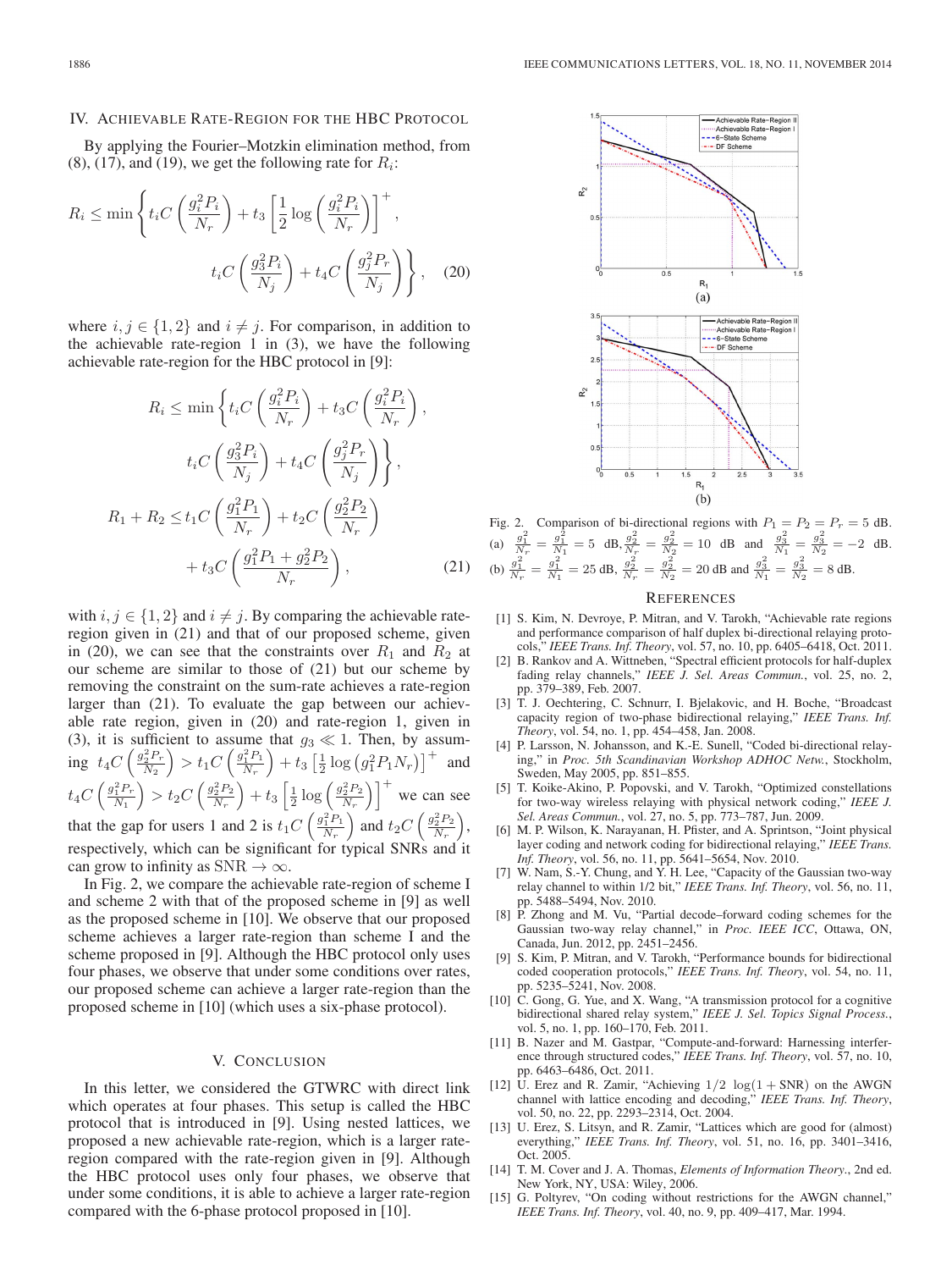## IV. Achievable Rate-Region for the HBC Protocol

By applying the Fourier–Motzkin elimination method, from (8), (17), and (19), we get the following rate for $R_i$:

$$R_i \le \min\left\{ t_i C\left(\frac{g_i^2 P_i}{N_r}\right) + t_3\left[\frac{1}{2}\log\left(\frac{g_i^2 P_i}{N_r}\right)\right]^+, \right.$$
$$\left. t_i C\left(\frac{g_3^2 P_i}{N_j}\right) + t_4 C\left(\frac{g_j^2 P_r}{N_j}\right) \right\}, \quad (20)$$

where $i, j \in \{1, 2\}$ and $i \neq j$. For comparison, in addition to the achievable rate-region 1 in (3), we have the following achievable rate-region for the HBC protocol in [9]:

$$R_i \le \min\left\{ t_i C\left(\frac{g_i^2 P_i}{N_r}\right) + t_3 C\left(\frac{g_i^2 P_i}{N_r}\right), \right.$$
$$\left. t_i C\left(\frac{g_3^2 P_i}{N_j}\right) + t_4 C\left(\frac{g_j^2 P_r}{N_j}\right) \right\},$$
$$R_1 + R_2 \le t_1 C\left(\frac{g_1^2 P_1}{N_r}\right) + t_2 C\left(\frac{g_2^2 P_2}{N_r}\right)$$
$$+ t_3 C\left(\frac{g_1^2 P_1 + g_2^2 P_2}{N_r}\right), \quad (21)$$

with $i, j \in \{1, 2\}$ and $i \neq j$. By comparing the achievable rate-region given in (21) and that of our proposed scheme, given in (20), we can see that the constraints over $R_1$ and $R_2$ at our scheme are similar to those of (21) but our scheme by removing the constraint on the sum-rate achieves a rate-region larger than (21). To evaluate the gap between our achievable rate region, given in (20) and rate-region 1, given in (3), it is sufficient to assume that $g_3 \ll 1$. Then, by assuming $t_4 C\left(\frac{g_2^2 P_r}{N_2}\right) > t_1 C\left(\frac{g_1^2 P_1}{N_r}\right) + t_3\left[\frac{1}{2}\log\left(g_1^2 P_1 N_r\right)\right]^+$ and $t_4 C\left(\frac{g_1^2 P_r}{N_1}\right) > t_2 C\left(\frac{g_2^2 P_2}{N_r}\right) + t_3\left[\frac{1}{2}\log\left(\frac{g_2^2 P_2}{N_r}\right)\right]^+$ we can see that the gap for users 1 and 2 is $t_1 C\left(\frac{g_1^2 P_1}{N_r}\right)$ and $t_2 C\left(\frac{g_2^2 P_2}{N_r}\right)$, respectively, which can be significant for typical SNRs and it can grow to infinity as $\text{SNR} \to \infty$.

In Fig. 2, we compare the achievable rate-region of scheme I and scheme 2 with that of the proposed scheme in [9] as well as the proposed scheme in [10]. We observe that our proposed scheme achieves a larger rate-region than scheme I and the scheme proposed in [9]. Although the HBC protocol only uses four phases, we observe that under some conditions over rates, our proposed scheme can achieve a larger rate-region than the proposed scheme in [10] (which uses a six-phase protocol).

## V. Conclusion

In this letter, we considered the GTWRC with direct link which operates at four phases. This setup is called the HBC protocol that is introduced in [9]. Using nested lattices, we proposed a new achievable rate-region, which is a larger rate-region compared with the rate-region given in [9]. Although the HBC protocol uses only four phases, we observe that under some conditions, it is able to achieve a larger rate-region compared with the 6-phase protocol proposed in [10].

Achievable Rate-Region II
Achievable Rate-Region I
6-State Scheme
DF Scheme
R2
R1
(a)

Achievable Rate-Region II
Achievable Rate-Region I
6-State Scheme
DF Scheme
R2
R1
(b)

Fig. 2. Comparison of bi-directional regions with $P_1 = P_2 = P_r = 5$ dB. (a) $\frac{g_1^2}{N_r} = \frac{g_1^2}{N_1} = 5$ dB, $\frac{g_2^2}{N_r} = \frac{g_2^2}{N_2} = 10$ dB and $\frac{g_3^2}{N_1} = \frac{g_3^2}{N_2} = -2$ dB. (b) $\frac{g_1^2}{N_r} = \frac{g_1^2}{N_1} = 25$ dB, $\frac{g_2^2}{N_r} = \frac{g_2^2}{N_2} = 20$ dB and $\frac{g_3^2}{N_1} = \frac{g_3^2}{N_2} = 8$ dB.

## References

[1] S. Kim, N. Devroye, P. Mitran, and V. Tarokh, "Achievable rate regions and performance comparison of half duplex bi-directional relaying protocols," *IEEE Trans. Inf. Theory*, vol. 57, no. 10, pp. 6405–6418, Oct. 2011.

[2] B. Rankov and A. Wittneben, "Spectral efficient protocols for half-duplex fading relay channels," *IEEE J. Sel. Areas Commun.*, vol. 25, no. 2, pp. 379–389, Feb. 2007.

[3] T. J. Oechtering, C. Schnurr, I. Bjelakovic, and H. Boche, "Broadcast capacity region of two-phase bidirectional relaying," *IEEE Trans. Inf. Theory*, vol. 54, no. 1, pp. 454–458, Jan. 2008.

[4] P. Larsson, N. Johansson, and K.-E. Sunell, "Coded bi-directional relaying," in *Proc. 5th Scandinavian Workshop ADHOC Netw.*, Stockholm, Sweden, May 2005, pp. 851–855.

[5] T. Koike-Akino, P. Popovski, and V. Tarokh, "Optimized constellations for two-way wireless relaying with physical network coding," *IEEE J. Sel. Areas Commun.*, vol. 27, no. 5, pp. 773–787, Jun. 2009.

[6] M. P. Wilson, K. Narayanan, H. Pfister, and A. Sprintson, "Joint physical layer coding and network coding for bidirectional relaying," *IEEE Trans. Inf. Theory*, vol. 56, no. 11, pp. 5641–5654, Nov. 2010.

[7] W. Nam, S.-Y. Chung, and Y. H. Lee, "Capacity of the Gaussian two-way relay channel to within 1/2 bit," *IEEE Trans. Inf. Theory*, vol. 56, no. 11, pp. 5488–5494, Nov. 2010.

[8] P. Zhong and M. Vu, "Partial decode–forward coding schemes for the Gaussian two-way relay channel," in *Proc. IEEE ICC*, Ottawa, ON, Canada, Jun. 2012, pp. 2451–2456.

[9] S. Kim, P. Mitran, and V. Tarokh, "Performance bounds for bidirectional coded cooperation protocols," *IEEE Trans. Inf. Theory*, vol. 54, no. 11, pp. 5235–5241, Nov. 2008.

[10] C. Gong, G. Yue, and X. Wang, "A transmission protocol for a cognitive bidirectional shared relay system," *IEEE J. Sel. Topics Signal Process.*, vol. 5, no. 1, pp. 160–170, Feb. 2011.

[11] B. Nazer and M. Gastpar, "Compute-and-forward: Harnessing interference through structured codes," *IEEE Trans. Inf. Theory*, vol. 57, no. 10, pp. 6463–6486, Oct. 2011.

[12] U. Erez and R. Zamir, "Achieving $1/2\ \log(1 + \text{SNR})$ on the AWGN channel with lattice encoding and decoding," *IEEE Trans. Inf. Theory*, vol. 50, no. 22, pp. 2293–2314, Oct. 2004.

[13] U. Erez, S. Litsyn, and R. Zamir, "Lattices which are good for (almost) everything," *IEEE Trans. Inf. Theory*, vol. 51, no. 16, pp. 3401–3416, Oct. 2005.

[14] T. M. Cover and J. A. Thomas, *Elements of Information Theory.*, 2nd ed. New York, NY, USA: Wiley, 2006.

[15] G. Poltyrev, "On coding without restrictions for the AWGN channel," *IEEE Trans. Inf. Theory*, vol. 40, no. 9, pp. 409–417, Mar. 1994.